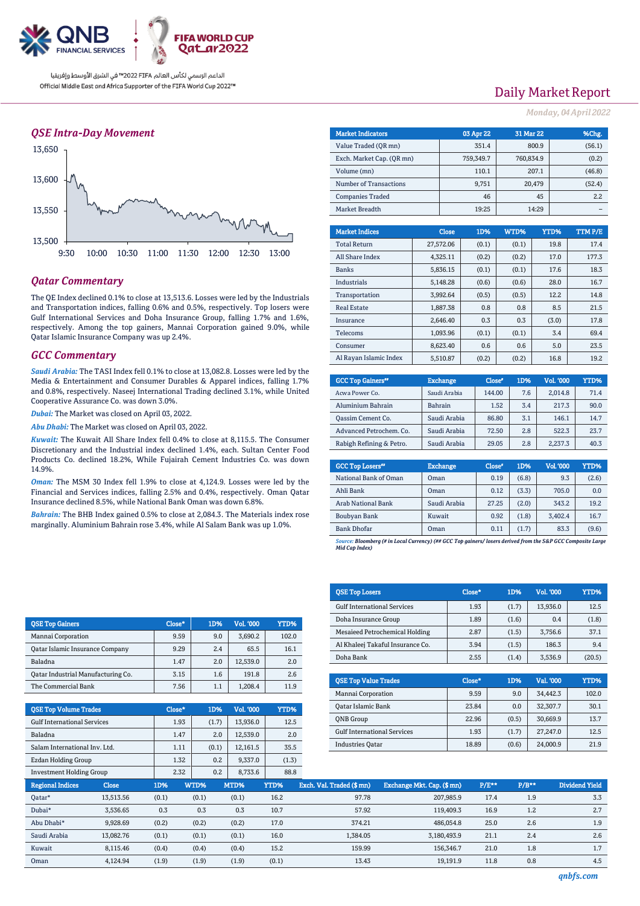QNB FINANCIAL SERVICES

FIFA WORLD CUP Qatar2022

الداعم الرسمي لكأس العالم FIFA 2022™ في الشرق الأوسط وإفريقيا
Official Middle East and Africa Supporter of the FIFA World Cup 2022™

# Daily Market Report

*Monday, 04 April 2022*

## QSE Intra-Day Movement

## Qatar Commentary

The QE Index declined 0.1% to close at 13,513.6. Losses were led by the Industrials and Transportation indices, falling 0.6% and 0.5%, respectively. Top losers were Gulf International Services and Doha Insurance Group, falling 1.7% and 1.6%, respectively. Among the top gainers, Mannai Corporation gained 9.0%, while Qatar Islamic Insurance Company was up 2.4%.

## GCC Commentary

***Saudi Arabia:*** The TASI Index fell 0.1% to close at 13,082.8. Losses were led by the Media & Entertainment and Consumer Durables & Apparel indices, falling 1.7% and 0.8%, respectively. Naseej International Trading declined 3.1%, while United Cooperative Assurance Co. was down 3.0%.

***Dubai:*** The Market was closed on April 03, 2022.

***Abu Dhabi:*** The Market was closed on April 03, 2022.

***Kuwait:*** The Kuwait All Share Index fell 0.4% to close at 8,115.5. The Consumer Discretionary and the Industrial index declined 1.4%, each. Sultan Center Food Products Co. declined 18.2%, While Fujairah Cement Industries Co. was down 14.9%.

***Oman:*** The MSM 30 Index fell 1.9% to close at 4,124.9. Losses were led by the Financial and Services indices, falling 2.5% and 0.4%, respectively. Oman Qatar Insurance declined 8.5%, while National Bank Oman was down 6.8%.

***Bahrain:*** The BHB Index gained 0.5% to close at 2,084.3. The Materials index rose marginally. Aluminium Bahrain rose 3.4%, while Al Salam Bank was up 1.0%.

| Market Indicators | 03 Apr 22 | 31 Mar 22 | %Chg. |
|---|---|---|---|
| Value Traded (QR mn) | 351.4 | 800.9 | (56.1) |
| Exch. Market Cap. (QR mn) | 759,349.7 | 760,834.9 | (0.2) |
| Volume (mn) | 110.1 | 207.1 | (46.8) |
| Number of Transactions | 9,751 | 20,479 | (52.4) |
| Companies Traded | 46 | 45 | 2.2 |
| Market Breadth | 19:25 | 14:29 | – |

| Market Indices | Close | 1D% | WTD% | YTD% | TTM P/E |
|---|---|---|---|---|---|
| Total Return | 27,572.06 | (0.1) | (0.1) | 19.8 | 17.4 |
| All Share Index | 4,325.11 | (0.2) | (0.2) | 17.0 | 177.3 |
| Banks | 5,836.15 | (0.1) | (0.1) | 17.6 | 18.3 |
| Industrials | 5,148.28 | (0.6) | (0.6) | 28.0 | 16.7 |
| Transportation | 3,992.64 | (0.5) | (0.5) | 12.2 | 14.8 |
| Real Estate | 1,887.38 | 0.8 | 0.8 | 8.5 | 21.5 |
| Insurance | 2,646.40 | 0.3 | 0.3 | (3.0) | 17.8 |
| Telecoms | 1,093.96 | (0.1) | (0.1) | 3.4 | 69.4 |
| Consumer | 8,623.40 | 0.6 | 0.6 | 5.0 | 23.5 |
| Al Rayan Islamic Index | 5,510.87 | (0.2) | (0.2) | 16.8 | 19.2 |

| GCC Top Gainers## | Exchange | Close# | 1D% | Vol. '000 | YTD% |
|---|---|---|---|---|---|
| Acwa Power Co. | Saudi Arabia | 144.00 | 7.6 | 2,014.8 | 71.4 |
| Aluminium Bahrain | Bahrain | 1.52 | 3.4 | 217.3 | 90.0 |
| Qassim Cement Co. | Saudi Arabia | 86.80 | 3.1 | 146.1 | 14.7 |
| Advanced Petrochem. Co. | Saudi Arabia | 72.50 | 2.8 | 522.3 | 23.7 |
| Rabigh Refining & Petro. | Saudi Arabia | 29.05 | 2.8 | 2,237.3 | 40.3 |

| GCC Top Losers## | Exchange | Close# | 1D% | Vol. '000 | YTD% |
|---|---|---|---|---|---|
| National Bank of Oman | Oman | 0.19 | (6.8) | 9.3 | (2.6) |
| Ahli Bank | Oman | 0.12 | (3.3) | 705.0 | 0.0 |
| Arab National Bank | Saudi Arabia | 27.25 | (2.0) | 343.2 | 19.2 |
| Boubyan Bank | Kuwait | 0.92 | (1.8) | 3,402.4 | 16.7 |
| Bank Dhofar | Oman | 0.11 | (1.7) | 83.3 | (9.6) |

*Source: Bloomberg (# in Local Currency) (## GCC Top gainers/ losers derived from the S&P GCC Composite Large Mid Cap Index)*

| QSE Top Gainers | Close* | 1D% | Vol. '000 | YTD% |
|---|---|---|---|---|
| Mannai Corporation | 9.59 | 9.0 | 3,690.2 | 102.0 |
| Qatar Islamic Insurance Company | 9.29 | 2.4 | 65.5 | 16.1 |
| Baladna | 1.47 | 2.0 | 12,539.0 | 2.0 |
| Qatar Industrial Manufacturing Co. | 3.15 | 1.6 | 191.8 | 2.6 |
| The Commercial Bank | 7.56 | 1.1 | 1,208.4 | 11.9 |

| QSE Top Volume Trades | Close* | 1D% | Vol. '000 | YTD% |
|---|---|---|---|---|
| Gulf International Services | 1.93 | (1.7) | 13,936.0 | 12.5 |
| Baladna | 1.47 | 2.0 | 12,539.0 | 2.0 |
| Salam International Inv. Ltd. | 1.11 | (0.1) | 12,161.5 | 35.5 |
| Ezdan Holding Group | 1.32 | 0.2 | 9,337.0 | (1.3) |
| Investment Holding Group | 2.32 | 0.2 | 8,733.6 | 88.8 |

| QSE Top Losers | Close* | 1D% | Vol. '000 | YTD% |
|---|---|---|---|---|
| Gulf International Services | 1.93 | (1.7) | 13,936.0 | 12.5 |
| Doha Insurance Group | 1.89 | (1.6) | 0.4 | (1.8) |
| Mesaieed Petrochemical Holding | 2.87 | (1.5) | 3,756.6 | 37.1 |
| Al Khaleej Takaful Insurance Co. | 3.94 | (1.5) | 186.3 | 9.4 |
| Doha Bank | 2.55 | (1.4) | 3,536.9 | (20.5) |

| QSE Top Value Trades | Close* | 1D% | Val. '000 | YTD% |
|---|---|---|---|---|
| Mannai Corporation | 9.59 | 9.0 | 34,442.3 | 102.0 |
| Qatar Islamic Bank | 23.84 | 0.0 | 32,307.7 | 30.1 |
| QNB Group | 22.96 | (0.5) | 30,669.9 | 13.7 |
| Gulf International Services | 1.93 | (1.7) | 27,247.0 | 12.5 |
| Industries Qatar | 18.89 | (0.6) | 24,000.9 | 21.9 |

| Regional Indices | Close | 1D% | WTD% | MTD% | YTD% | Exch. Val. Traded ($ mn) | Exchange Mkt. Cap. ($ mn) | P/E** | P/B** | Dividend Yield |
|---|---|---|---|---|---|---|---|---|---|---|
| Qatar* | 13,513.56 | (0.1) | (0.1) | (0.1) | 16.2 | 97.78 | 207,985.9 | 17.4 | 1.9 | 3.3 |
| Dubai* | 3,536.65 | 0.3 | 0.3 | 0.3 | 10.7 | 57.92 | 119,409.3 | 16.9 | 1.2 | 2.7 |
| Abu Dhabi* | 9,928.69 | (0.2) | (0.2) | (0.2) | 17.0 | 374.21 | 486,054.8 | 25.0 | 2.6 | 1.9 |
| Saudi Arabia | 13,082.76 | (0.1) | (0.1) | (0.1) | 16.0 | 1,384.05 | 3,180,493.9 | 21.1 | 2.4 | 2.6 |
| Kuwait | 8,115.46 | (0.4) | (0.4) | (0.4) | 15.2 | 159.99 | 156,346.7 | 21.0 | 1.8 | 1.7 |
| Oman | 4,124.94 | (1.9) | (1.9) | (1.9) | (0.1) | 13.43 | 19,191.9 | 11.8 | 0.8 | 4.5 |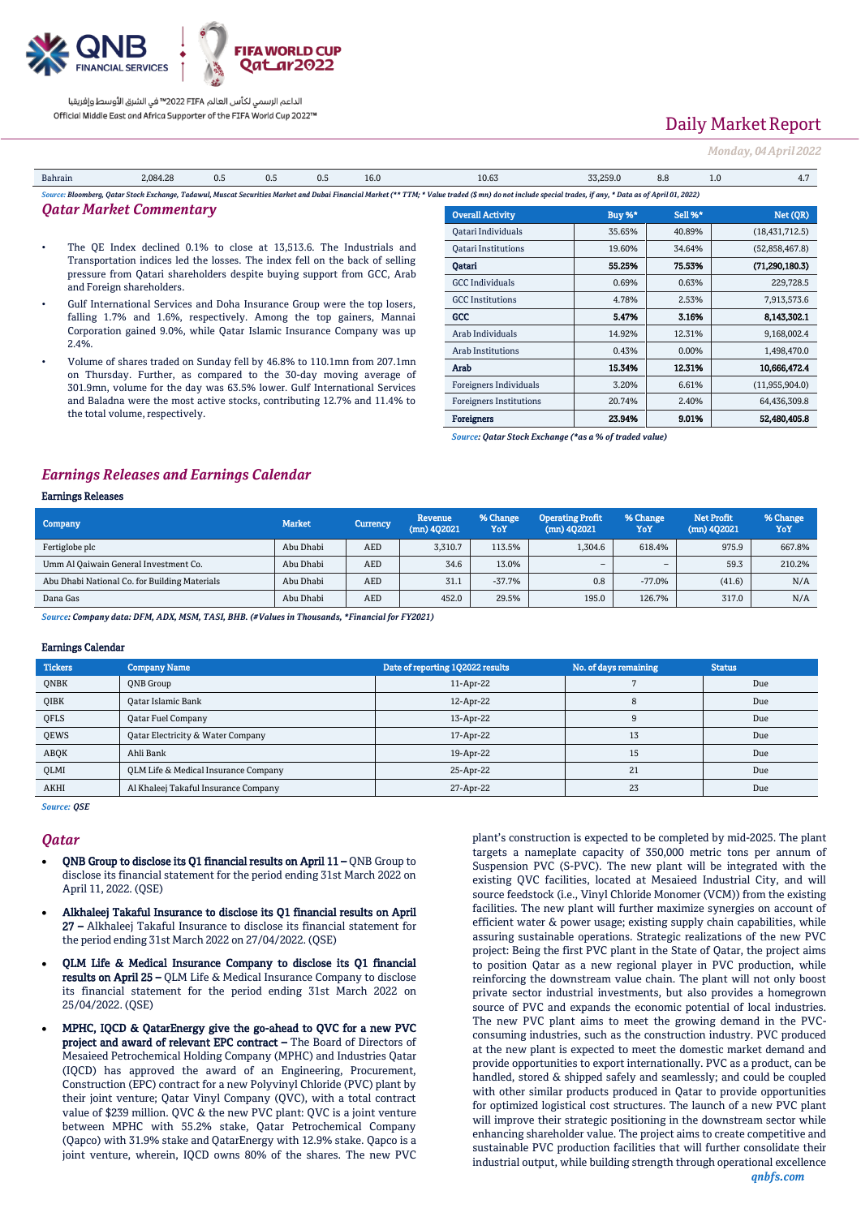| Bahrain | 2,084.28 | 0.5 | 0.5 | 0.5 | 16.0 | 10.63 | 33,259.0 | 8.8 | 1.0 | 4.7 |
|---|---|---|---|---|---|---|---|---|---|---|

*Source: Bloomberg, Qatar Stock Exchange, Tadawul, Muscat Securities Market and Dubai Financial Market (** TTM; * Value traded ($ mn) do not include special trades, if any, * Data as of April 01, 2022)*

## Qatar Market Commentary

- The QE Index declined 0.1% to close at 13,513.6. The Industrials and Transportation indices led the losses. The index fell on the back of selling pressure from Qatari shareholders despite buying support from GCC, Arab and Foreign shareholders.
- Gulf International Services and Doha Insurance Group were the top losers, falling 1.7% and 1.6%, respectively. Among the top gainers, Mannai Corporation gained 9.0%, while Qatar Islamic Insurance Company was up 2.4%.
- Volume of shares traded on Sunday fell by 46.8% to 110.1mn from 207.1mn on Thursday. Further, as compared to the 30-day moving average of 301.9mn, volume for the day was 63.5% lower. Gulf International Services and Baladna were the most active stocks, contributing 12.7% and 11.4% to the total volume, respectively.

| Overall Activity | Buy %* | Sell %* | Net (QR) |
|---|---|---|---|
| Qatari Individuals | 35.65% | 40.89% | (18,431,712.5) |
| Qatari Institutions | 19.60% | 34.64% | (52,858,467.8) |
| **Qatari** | **55.25%** | **75.53%** | **(71,290,180.3)** |
| GCC Individuals | 0.69% | 0.63% | 229,728.5 |
| GCC Institutions | 4.78% | 2.53% | 7,913,573.6 |
| **GCC** | **5.47%** | **3.16%** | **8,143,302.1** |
| Arab Individuals | 14.92% | 12.31% | 9,168,002.4 |
| Arab Institutions | 0.43% | 0.00% | 1,498,470.0 |
| **Arab** | **15.34%** | **12.31%** | **10,666,472.4** |
| Foreigners Individuals | 3.20% | 6.61% | (11,955,904.0) |
| Foreigners Institutions | 20.74% | 2.40% | 64,436,309.8 |
| **Foreigners** | **23.94%** | **9.01%** | **52,480,405.8** |

*Source: Qatar Stock Exchange (*as a % of traded value)*

## Earnings Releases and Earnings Calendar

### Earnings Releases

| Company | Market | Currency | Revenue (mn) 4Q2021 | % Change YoY | Operating Profit (mn) 4Q2021 | % Change YoY | Net Profit (mn) 4Q2021 | % Change YoY |
|---|---|---|---|---|---|---|---|---|
| Fertiglobe plc | Abu Dhabi | AED | 3,310.7 | 113.5% | 1,304.6 | 618.4% | 975.9 | 667.8% |
| Umm Al Qaiwain General Investment Co. | Abu Dhabi | AED | 34.6 | 13.0% | – | – | 59.3 | 210.2% |
| Abu Dhabi National Co. for Building Materials | Abu Dhabi | AED | 31.1 | -37.7% | 0.8 | -77.0% | (41.6) | N/A |
| Dana Gas | Abu Dhabi | AED | 452.0 | 29.5% | 195.0 | 126.7% | 317.0 | N/A |

*Source: Company data: DFM, ADX, MSM, TASI, BHB. (#Values in Thousands, *Financial for FY2021)*

### Earnings Calendar

| Tickers | Company Name | Date of reporting 1Q2022 results | No. of days remaining | Status |
|---|---|---|---|---|
| QNBK | QNB Group | 11-Apr-22 | 7 | Due |
| QIBK | Qatar Islamic Bank | 12-Apr-22 | 8 | Due |
| QFLS | Qatar Fuel Company | 13-Apr-22 | 9 | Due |
| QEWS | Qatar Electricity & Water Company | 17-Apr-22 | 13 | Due |
| ABQK | Ahli Bank | 19-Apr-22 | 15 | Due |
| QLMI | QLM Life & Medical Insurance Company | 25-Apr-22 | 21 | Due |
| AKHI | Al Khaleej Takaful Insurance Company | 27-Apr-22 | 23 | Due |

*Source: QSE*

## Qatar

- **QNB Group to disclose its Q1 financial results on April 11 –** QNB Group to disclose its financial statement for the period ending 31st March 2022 on April 11, 2022. (QSE)
- **Alkhaleej Takaful Insurance to disclose its Q1 financial results on April 27 –** Alkhaleej Takaful Insurance to disclose its financial statement for the period ending 31st March 2022 on 27/04/2022. (QSE)
- **QLM Life & Medical Insurance Company to disclose its Q1 financial results on April 25 –** QLM Life & Medical Insurance Company to disclose its financial statement for the period ending 31st March 2022 on 25/04/2022. (QSE)
- **MPHC, IQCD & QatarEnergy give the go-ahead to QVC for a new PVC project and award of relevant EPC contract –** The Board of Directors of Mesaieed Petrochemical Holding Company (MPHC) and Industries Qatar (IQCD) has approved the award of an Engineering, Procurement, Construction (EPC) contract for a new Polyvinyl Chloride (PVC) plant by their joint venture; Qatar Vinyl Company (QVC), with a total contract value of $239 million. QVC & the new PVC plant: QVC is a joint venture between MPHC with 55.2% stake, Qatar Petrochemical Company (Qapco) with 31.9% stake and QatarEnergy with 12.9% stake. Qapco is a joint venture, wherein, IQCD owns 80% of the shares. The new PVC plant's construction is expected to be completed by mid-2025. The plant targets a nameplate capacity of 350,000 metric tons per annum of Suspension PVC (S-PVC). The new plant will be integrated with the existing QVC facilities, located at Mesaieed Industrial City, and will source feedstock (i.e., Vinyl Chloride Monomer (VCM)) from the existing facilities. The new plant will further maximize synergies on account of efficient water & power usage; existing supply chain capabilities, while assuring sustainable operations. Strategic realizations of the new PVC project: Being the first PVC plant in the State of Qatar, the project aims to position Qatar as a new regional player in PVC production, while reinforcing the downstream value chain. The plant will not only boost private sector industrial investments, but also provides a homegrown source of PVC and expands the economic potential of local industries. The new PVC plant aims to meet the growing demand in the PVC-consuming industries, such as the construction industry. PVC produced at the new plant is expected to meet the domestic market demand and provide opportunities to export internationally. PVC as a product, can be handled, stored & shipped safely and seamlessly; and could be coupled with other similar products produced in Qatar to provide opportunities for optimized logistical cost structures. The launch of a new PVC plant will improve their strategic positioning in the downstream sector while enhancing shareholder value. The project aims to create competitive and sustainable PVC production facilities that will further consolidate their industrial output, while building strength through operational excellence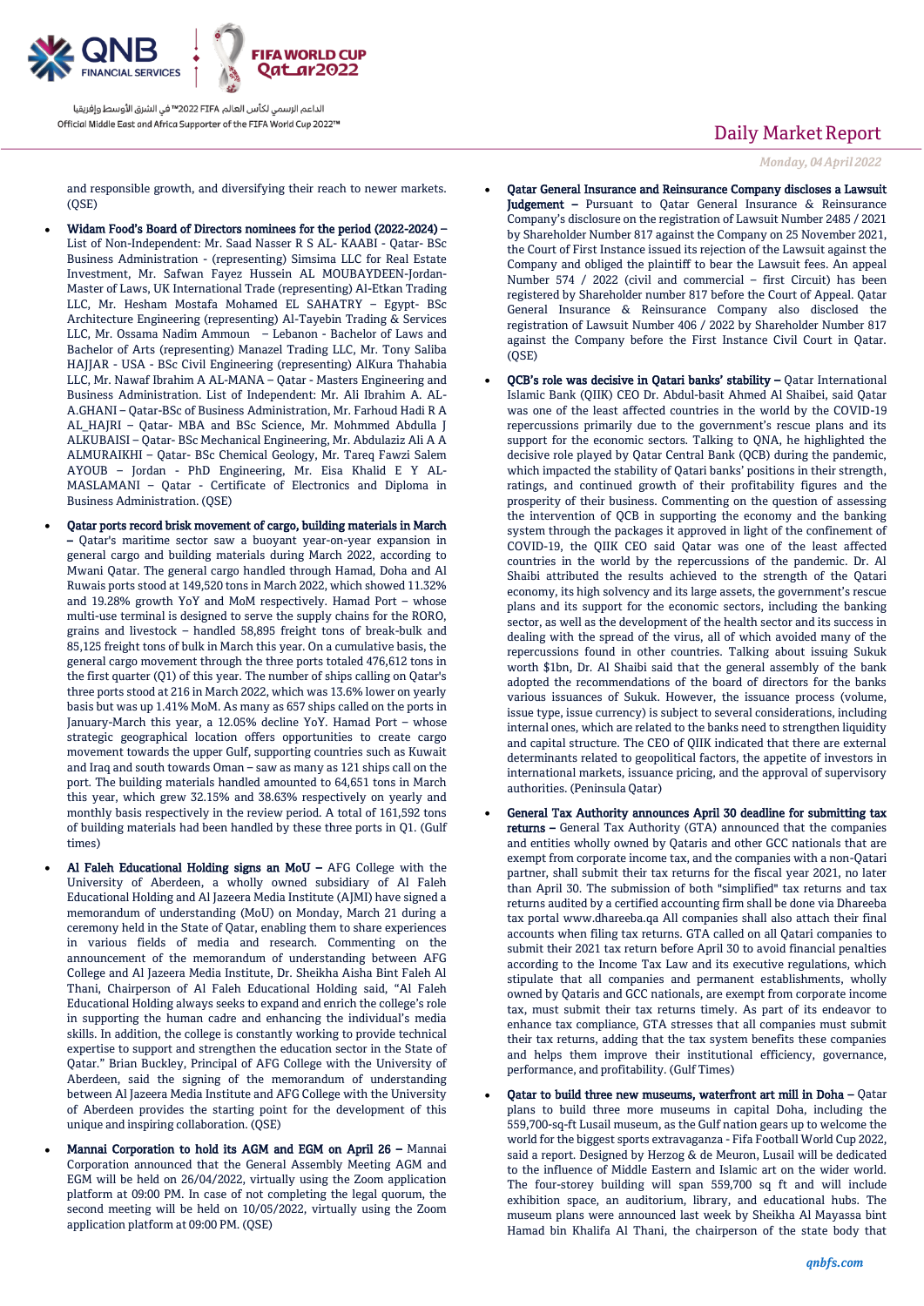and responsible growth, and diversifying their reach to newer markets. (QSE)

- **Widam Food's Board of Directors nominees for the period (2022-2024) –** List of Non-Independent: Mr. Saad Nasser R S AL- KAABI - Qatar- BSc Business Administration - (representing) Simsima LLC for Real Estate Investment, Mr. Safwan Fayez Hussein AL MOUBAYDEEN-Jordan- Master of Laws, UK International Trade (representing) Al-Etkan Trading LLC, Mr. Hesham Mostafa Mohamed EL SAHATRY – Egypt- BSc Architecture Engineering (representing) Al-Tayebin Trading & Services LLC, Mr. Ossama Nadim Ammoun – Lebanon - Bachelor of Laws and Bachelor of Arts (representing) Manazel Trading LLC, Mr. Tony Saliba HAJJAR - USA - BSc Civil Engineering (representing) AlKura Thahabia LLC, Mr. Nawaf Ibrahim A AL-MANA – Qatar - Masters Engineering and Business Administration. List of Independent: Mr. Ali Ibrahim A. AL-A.GHANI – Qatar-BSc of Business Administration, Mr. Farhoud Hadi R A AL_HAJRI – Qatar- MBA and BSc Science, Mr. Mohmmed Abdulla J ALKUBAISI – Qatar- BSc Mechanical Engineering, Mr. Abdulaziz Ali A A ALMURAIKHI – Qatar- BSc Chemical Geology, Mr. Tareq Fawzi Salem AYOUB – Jordan - PhD Engineering, Mr. Eisa Khalid E Y AL-MASLAMANI – Qatar - Certificate of Electronics and Diploma in Business Administration. (QSE)

- **Qatar ports record brisk movement of cargo, building materials in March –** Qatar's maritime sector saw a buoyant year-on-year expansion in general cargo and building materials during March 2022, according to Mwani Qatar. The general cargo handled through Hamad, Doha and Al Ruwais ports stood at 149,520 tons in March 2022, which showed 11.32% and 19.28% growth YoY and MoM respectively. Hamad Port – whose multi-use terminal is designed to serve the supply chains for the RORO, grains and livestock – handled 58,895 freight tons of break-bulk and 85,125 freight tons of bulk in March this year. On a cumulative basis, the general cargo movement through the three ports totaled 476,612 tons in the first quarter (Q1) of this year. The number of ships calling on Qatar's three ports stood at 216 in March 2022, which was 13.6% lower on yearly basis but was up 1.41% MoM. As many as 657 ships called on the ports in January-March this year, a 12.05% decline YoY. Hamad Port – whose strategic geographical location offers opportunities to create cargo movement towards the upper Gulf, supporting countries such as Kuwait and Iraq and south towards Oman – saw as many as 121 ships call on the port. The building materials handled amounted to 64,651 tons in March this year, which grew 32.15% and 38.63% respectively on yearly and monthly basis respectively in the review period. A total of 161,592 tons of building materials had been handled by these three ports in Q1. (Gulf times)

- **Al Faleh Educational Holding signs an MoU –** AFG College with the University of Aberdeen, a wholly owned subsidiary of Al Faleh Educational Holding and Al Jazeera Media Institute (AJMI) have signed a memorandum of understanding (MoU) on Monday, March 21 during a ceremony held in the State of Qatar, enabling them to share experiences in various fields of media and research. Commenting on the announcement of the memorandum of understanding between AFG College and Al Jazeera Media Institute, Dr. Sheikha Aisha Bint Faleh Al Thani, Chairperson of Al Faleh Educational Holding said, "Al Faleh Educational Holding always seeks to expand and enrich the college's role in supporting the human cadre and enhancing the individual's media skills. In addition, the college is constantly working to provide technical expertise to support and strengthen the education sector in the State of Qatar." Brian Buckley, Principal of AFG College with the University of Aberdeen, said the signing of the memorandum of understanding between Al Jazeera Media Institute and AFG College with the University of Aberdeen provides the starting point for the development of this unique and inspiring collaboration. (QSE)

- **Mannai Corporation to hold its AGM and EGM on April 26 –** Mannai Corporation announced that the General Assembly Meeting AGM and EGM will be held on 26/04/2022, virtually using the Zoom application platform at 09:00 PM. In case of not completing the legal quorum, the second meeting will be held on 10/05/2022, virtually using the Zoom application platform at 09:00 PM. (QSE)

- **Qatar General Insurance and Reinsurance Company discloses a Lawsuit Judgement –** Pursuant to Qatar General Insurance & Reinsurance Company's disclosure on the registration of Lawsuit Number 2485 / 2021 by Shareholder Number 817 against the Company on 25 November 2021, the Court of First Instance issued its rejection of the Lawsuit against the Company and obliged the plaintiff to bear the Lawsuit fees. An appeal Number 574 / 2022 (civil and commercial – first Circuit) has been registered by Shareholder number 817 before the Court of Appeal. Qatar General Insurance & Reinsurance Company also disclosed the registration of Lawsuit Number 406 / 2022 by Shareholder Number 817 against the Company before the First Instance Civil Court in Qatar. (QSE)

- **QCB's role was decisive in Qatari banks' stability –** Qatar International Islamic Bank (QIIK) CEO Dr. Abdul-basit Ahmed Al Shaibei, said Qatar was one of the least affected countries in the world by the COVID-19 repercussions primarily due to the government's rescue plans and its support for the economic sectors. Talking to QNA, he highlighted the decisive role played by Qatar Central Bank (QCB) during the pandemic, which impacted the stability of Qatari banks' positions in their strength, ratings, and continued growth of their profitability figures and the prosperity of their business. Commenting on the question of assessing the intervention of QCB in supporting the economy and the banking system through the packages it approved in light of the confinement of COVID-19, the QIIK CEO said Qatar was one of the least affected countries in the world by the repercussions of the pandemic. Dr. Al Shaibi attributed the results achieved to the strength of the Qatari economy, its high solvency and its large assets, the government's rescue plans and its support for the economic sectors, including the banking sector, as well as the development of the health sector and its success in dealing with the spread of the virus, all of which avoided many of the repercussions found in other countries. Talking about issuing Sukuk worth $1bn, Dr. Al Shaibi said that the general assembly of the bank adopted the recommendations of the board of directors for the banks various issuances of Sukuk. However, the issuance process (volume, issue type, issue currency) is subject to several considerations, including internal ones, which are related to the banks need to strengthen liquidity and capital structure. The CEO of QIIK indicated that there are external determinants related to geopolitical factors, the appetite of investors in international markets, issuance pricing, and the approval of supervisory authorities. (Peninsula Qatar)

- **General Tax Authority announces April 30 deadline for submitting tax returns –** General Tax Authority (GTA) announced that the companies and entities wholly owned by Qataris and other GCC nationals that are exempt from corporate income tax, and the companies with a non-Qatari partner, shall submit their tax returns for the fiscal year 2021, no later than April 30. The submission of both "simplified" tax returns and tax returns audited by a certified accounting firm shall be done via Dhareeba tax portal www.dhareeba.qa All companies shall also attach their final accounts when filing tax returns. GTA called on all Qatari companies to submit their 2021 tax return before April 30 to avoid financial penalties according to the Income Tax Law and its executive regulations, which stipulate that all companies and permanent establishments, wholly owned by Qataris and GCC nationals, are exempt from corporate income tax, must submit their tax returns timely. As part of its endeavor to enhance tax compliance, GTA stresses that all companies must submit their tax returns, adding that the tax system benefits these companies and helps them improve their institutional efficiency, governance, performance, and profitability. (Gulf Times)

- **Qatar to build three new museums, waterfront art mill in Doha –** Qatar plans to build three more museums in capital Doha, including the 559,700-sq-ft Lusail museum, as the Gulf nation gears up to welcome the world for the biggest sports extravaganza - Fifa Football World Cup 2022, said a report. Designed by Herzog & de Meuron, Lusail will be dedicated to the influence of Middle Eastern and Islamic art on the wider world. The four-storey building will span 559,700 sq ft and will include exhibition space, an auditorium, library, and educational hubs. The museum plans were announced last week by Sheikha Al Mayassa bint Hamad bin Khalifa Al Thani, the chairperson of the state body that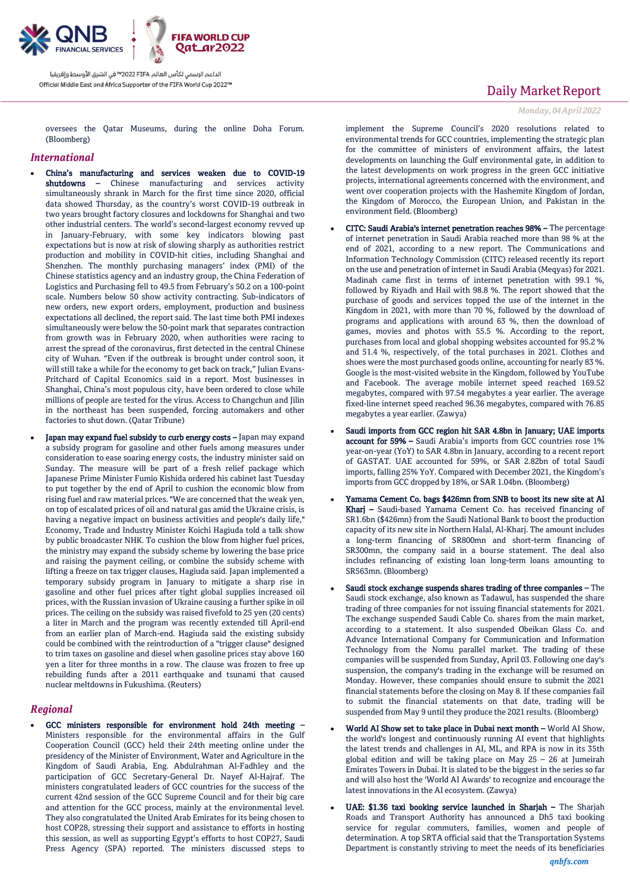oversees the Qatar Museums, during the online Doha Forum. (Bloomberg)

## International

- **China's manufacturing and services weaken due to COVID-19 shutdowns** – Chinese manufacturing and services activity simultaneously shrank in March for the first time since 2020, official data showed Thursday, as the country's worst COVID-19 outbreak in two years brought factory closures and lockdowns for Shanghai and two other industrial centers. The world's second-largest economy revved up in January-February, with some key indicators blowing past expectations but is now at risk of slowing sharply as authorities restrict production and mobility in COVID-hit cities, including Shanghai and Shenzhen. The monthly purchasing managers' index (PMI) of the Chinese statistics agency and an industry group, the China Federation of Logistics and Purchasing fell to 49.5 from February's 50.2 on a 100-point scale. Numbers below 50 show activity contracting. Sub-indicators of new orders, new export orders, employment, production and business expectations all declined, the report said. The last time both PMI indexes simultaneously were below the 50-point mark that separates contraction from growth was in February 2020, when authorities were racing to arrest the spread of the coronavirus, first detected in the central Chinese city of Wuhan. "Even if the outbreak is brought under control soon, it will still take a while for the economy to get back on track," Julian Evans-Pritchard of Capital Economics said in a report. Most businesses in Shanghai, China's most populous city, have been ordered to close while millions of people are tested for the virus. Access to Changchun and Jilin in the northeast has been suspended, forcing automakers and other factories to shut down. (Qatar Tribune)
- **Japan may expand fuel subsidy to curb energy costs** – Japan may expand a subsidy program for gasoline and other fuels among measures under consideration to ease soaring energy costs, the industry minister said on Sunday. The measure will be part of a fresh relief package which Japanese Prime Minister Fumio Kishida ordered his cabinet last Tuesday to put together by the end of April to cushion the economic blow from rising fuel and raw material prices. "We are concerned that the weak yen, on top of escalated prices of oil and natural gas amid the Ukraine crisis, is having a negative impact on business activities and people's daily life," Economy, Trade and Industry Minister Koichi Hagiuda told a talk show by public broadcaster NHK. To cushion the blow from higher fuel prices, the ministry may expand the subsidy scheme by lowering the base price and raising the payment ceiling, or combine the subsidy scheme with lifting a freeze on tax trigger clauses, Hagiuda said. Japan implemented a temporary subsidy program in January to mitigate a sharp rise in gasoline and other fuel prices after tight global supplies increased oil prices, with the Russian invasion of Ukraine causing a further spike in oil prices. The ceiling on the subsidy was raised fivefold to 25 yen (20 cents) a liter in March and the program was recently extended till April-end from an earlier plan of March-end. Hagiuda said the existing subsidy could be combined with the reintroduction of a "trigger clause" designed to trim taxes on gasoline and diesel when gasoline prices stay above 160 yen a liter for three months in a row. The clause was frozen to free up rebuilding funds after a 2011 earthquake and tsunami that caused nuclear meltdowns in Fukushima. (Reuters)

## Regional

- **GCC ministers responsible for environment hold 24th meeting** – Ministers responsible for the environmental affairs in the Gulf Cooperation Council (GCC) held their 24th meeting online under the presidency of the Minister of Environment, Water and Agriculture in the Kingdom of Saudi Arabia, Eng. Abdulrahman Al-Fadhley and the participation of GCC Secretary-General Dr. Nayef Al-Hajraf. The ministers congratulated leaders of GCC countries for the success of the current 42nd session of the GCC Supreme Council and for their big care and attention for the GCC process, mainly at the environmental level. They also congratulated the United Arab Emirates for its being chosen to host COP28, stressing their support and assistance to efforts in hosting this session, as well as supporting Egypt's efforts to host COP27, Saudi Press Agency (SPA) reported. The ministers discussed steps to implement the Supreme Council's 2020 resolutions related to environmental trends for GCC countries, implementing the strategic plan for the committee of ministers of environment affairs, the latest developments on launching the Gulf environmental gate, in addition to the latest developments on work progress in the green GCC initiative projects, international agreements concerned with the environment, and went over cooperation projects with the Hashemite Kingdom of Jordan, the Kingdom of Morocco, the European Union, and Pakistan in the environment field. (Bloomberg)
- **CITC: Saudi Arabia's internet penetration reaches 98%** – The percentage of internet penetration in Saudi Arabia reached more than 98 % at the end of 2021, according to a new report. The Communications and Information Technology Commission (CITC) released recently its report on the use and penetration of internet in Saudi Arabia (Meqyas) for 2021. Madinah came first in terms of internet penetration with 99.1 %, followed by Riyadh and Hail with 98.8 %. The report showed that the purchase of goods and services topped the use of the internet in the Kingdom in 2021, with more than 70 %, followed by the download of programs and applications with around 63 %, then the download of games, movies and photos with 55.5 %. According to the report, purchases from local and global shopping websites accounted for 95.2 % and 51.4 %, respectively, of the total purchases in 2021. Clothes and shoes were the most purchased goods online, accounting for nearly 83 %. Google is the most-visited website in the Kingdom, followed by YouTube and Facebook. The average mobile internet speed reached 169.52 megabytes, compared with 97.54 megabytes a year earlier. The average fixed-line internet speed reached 96.36 megabytes, compared with 76.85 megabytes a year earlier. (Zawya)
- **Saudi imports from GCC region hit SAR 4.8bn in January; UAE imports account for 59%** – Saudi Arabia's imports from GCC countries rose 1% year-on-year (YoY) to SAR 4.8bn in January, according to a recent report of GASTAT. UAE accounted for 59%, or SAR 2.82bn of total Saudi imports, falling 25% YoY. Compared with December 2021, the Kingdom's imports from GCC dropped by 18%, or SAR 1.04bn. (Bloomberg)
- **Yamama Cement Co. bags $426mn from SNB to boost its new site at Al Kharj** – Saudi-based Yamama Cement Co. has received financing of SR1.6bn ($426mn) from the Saudi National Bank to boost the production capacity of its new site in Northern Halal, Al-Kharj. The amount includes a long-term financing of SR800mn and short-term financing of SR300mn, the company said in a bourse statement. The deal also includes refinancing of existing loan long-term loans amounting to SR563mn. (Bloomberg)
- **Saudi stock exchange suspends shares trading of three companies** – The Saudi stock exchange, also known as Tadawul, has suspended the share trading of three companies for not issuing financial statements for 2021. The exchange suspended Saudi Cable Co. shares from the main market, according to a statement. It also suspended Obeikan Glass Co. and Advance International Company for Communication and Information Technology from the Nomu parallel market. The trading of these companies will be suspended from Sunday, April 03. Following one day's suspension, the company's trading in the exchange will be resumed on Monday. However, these companies should ensure to submit the 2021 financial statements before the closing on May 8. If these companies fail to submit the financial statements on that date, trading will be suspended from May 9 until they produce the 2021 results. (Bloomberg)
- **World AI Show set to take place in Dubai next month** – World AI Show, the world's longest and continuously running AI event that highlights the latest trends and challenges in AI, ML, and RPA is now in its 35th global edition and will be taking place on May 25 – 26 at Jumeirah Emirates Towers in Dubai. It is slated to be the biggest in the series so far and will also host the 'World AI Awards' to recognize and encourage the latest innovations in the AI ecosystem. (Zawya)
- **UAE: $1.36 taxi booking service launched in Sharjah** – The Sharjah Roads and Transport Authority has announced a Dh5 taxi booking service for regular commuters, families, women and people of determination. A top SRTA official said that the Transportation Systems Department is constantly striving to meet the needs of its beneficiaries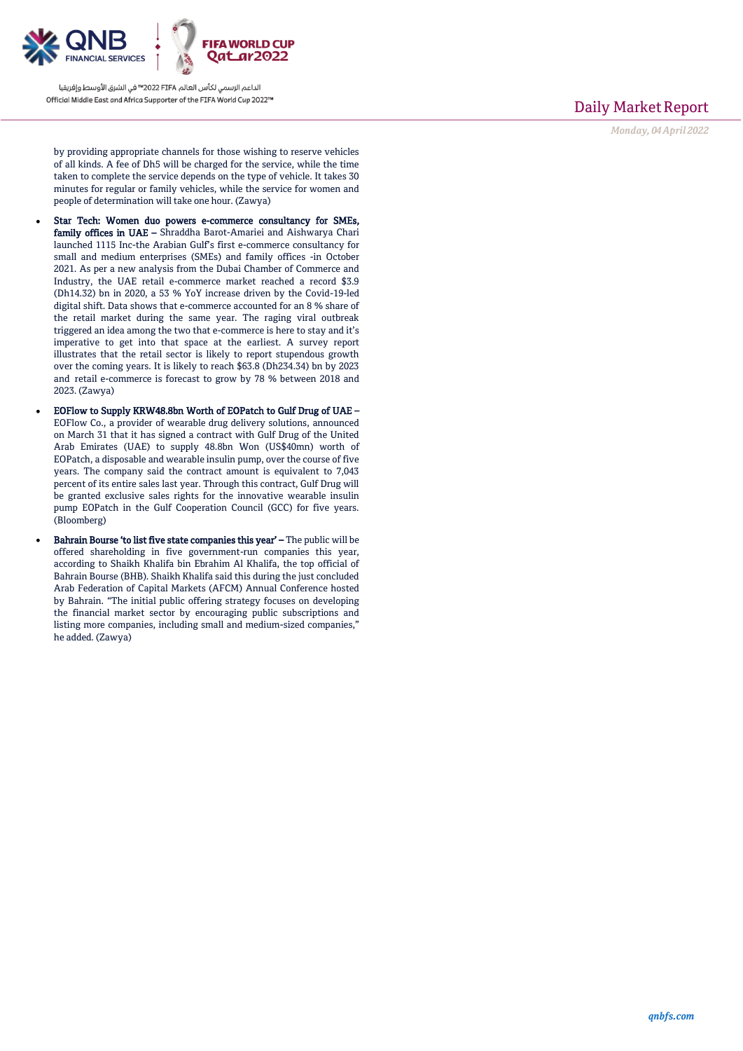by providing appropriate channels for those wishing to reserve vehicles of all kinds. A fee of Dh5 will be charged for the service, while the time taken to complete the service depends on the type of vehicle. It takes 30 minutes for regular or family vehicles, while the service for women and people of determination will take one hour. (Zawya)

- **Star Tech: Women duo powers e-commerce consultancy for SMEs, family offices in UAE –** Shraddha Barot-Amariei and Aishwarya Chari launched 1115 Inc-the Arabian Gulf's first e-commerce consultancy for small and medium enterprises (SMEs) and family offices -in October 2021. As per a new analysis from the Dubai Chamber of Commerce and Industry, the UAE retail e-commerce market reached a record $3.9 (Dh14.32) bn in 2020, a 53 % YoY increase driven by the Covid-19-led digital shift. Data shows that e-commerce accounted for an 8 % share of the retail market during the same year. The raging viral outbreak triggered an idea among the two that e-commerce is here to stay and it's imperative to get into that space at the earliest. A survey report illustrates that the retail sector is likely to report stupendous growth over the coming years. It is likely to reach $63.8 (Dh234.34) bn by 2023 and retail e-commerce is forecast to grow by 78 % between 2018 and 2023. (Zawya)
- **EOFlow to Supply KRW48.8bn Worth of EOPatch to Gulf Drug of UAE –** EOFlow Co., a provider of wearable drug delivery solutions, announced on March 31 that it has signed a contract with Gulf Drug of the United Arab Emirates (UAE) to supply 48.8bn Won (US$40mn) worth of EOPatch, a disposable and wearable insulin pump, over the course of five years. The company said the contract amount is equivalent to 7,043 percent of its entire sales last year. Through this contract, Gulf Drug will be granted exclusive sales rights for the innovative wearable insulin pump EOPatch in the Gulf Cooperation Council (GCC) for five years. (Bloomberg)
- **Bahrain Bourse 'to list five state companies this year' –** The public will be offered shareholding in five government-run companies this year, according to Shaikh Khalifa bin Ebrahim Al Khalifa, the top official of Bahrain Bourse (BHB). Shaikh Khalifa said this during the just concluded Arab Federation of Capital Markets (AFCM) Annual Conference hosted by Bahrain. "The initial public offering strategy focuses on developing the financial market sector by encouraging public subscriptions and listing more companies, including small and medium-sized companies," he added. (Zawya)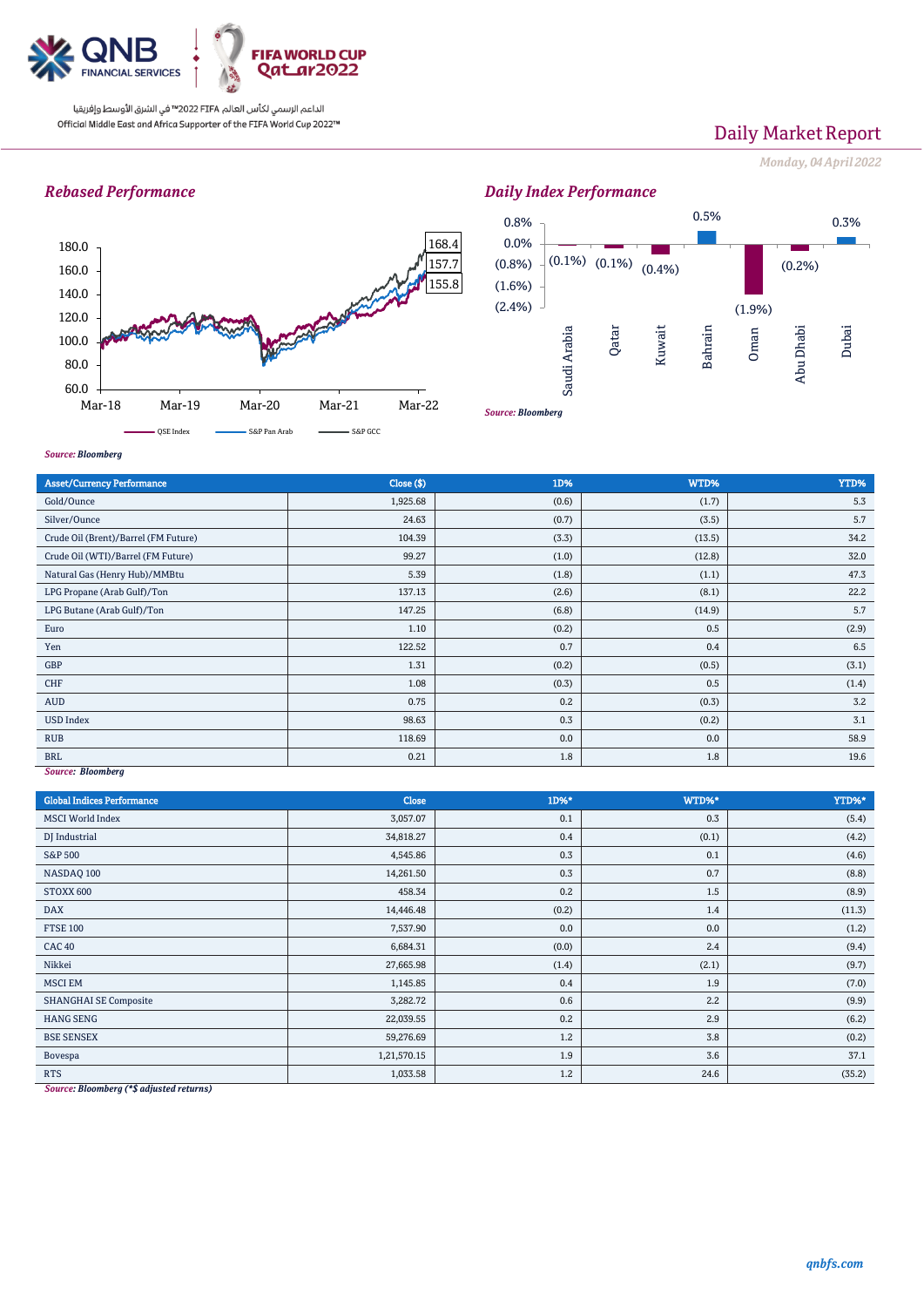# Daily Market Report

*Monday, 04 April 2022*

## *Rebased Performance*

180.0
160.0
140.0
120.0
100.0
80.0
60.0

Mar-18 Mar-19 Mar-20 Mar-21 Mar-22

168.4
157.7
155.8

QSE Index — S&P Pan Arab — S&P GCC

*Source: Bloomberg*

## *Daily Index Performance*

| | Saudi Arabia | Qatar | Kuwait | Bahrain | Oman | Abu Dhabi | Dubai |
|---|---|---|---|---|---|---|---|
| Change | (0.1%) | (0.1%) | (0.4%) | 0.5% | (1.9%) | (0.2%) | 0.3% |

*Source: Bloomberg*

| Asset/Currency Performance | Close ($) | 1D% | WTD% | YTD% |
|---|---|---|---|---|
| Gold/Ounce | 1,925.68 | (0.6) | (1.7) | 5.3 |
| Silver/Ounce | 24.63 | (0.7) | (3.5) | 5.7 |
| Crude Oil (Brent)/Barrel (FM Future) | 104.39 | (3.3) | (13.5) | 34.2 |
| Crude Oil (WTI)/Barrel (FM Future) | 99.27 | (1.0) | (12.8) | 32.0 |
| Natural Gas (Henry Hub)/MMBtu | 5.39 | (1.8) | (1.1) | 47.3 |
| LPG Propane (Arab Gulf)/Ton | 137.13 | (2.6) | (8.1) | 22.2 |
| LPG Butane (Arab Gulf)/Ton | 147.25 | (6.8) | (14.9) | 5.7 |
| Euro | 1.10 | (0.2) | 0.5 | (2.9) |
| Yen | 122.52 | 0.7 | 0.4 | 6.5 |
| GBP | 1.31 | (0.2) | (0.5) | (3.1) |
| CHF | 1.08 | (0.3) | 0.5 | (1.4) |
| AUD | 0.75 | 0.2 | (0.3) | 3.2 |
| USD Index | 98.63 | 0.3 | (0.2) | 3.1 |
| RUB | 118.69 | 0.0 | 0.0 | 58.9 |
| BRL | 0.21 | 1.8 | 1.8 | 19.6 |

*Source: Bloomberg*

| Global Indices Performance | Close | 1D%* | WTD%* | YTD%* |
|---|---|---|---|---|
| MSCI World Index | 3,057.07 | 0.1 | 0.3 | (5.4) |
| DJ Industrial | 34,818.27 | 0.4 | (0.1) | (4.2) |
| S&P 500 | 4,545.86 | 0.3 | 0.1 | (4.6) |
| NASDAQ 100 | 14,261.50 | 0.3 | 0.7 | (8.8) |
| STOXX 600 | 458.34 | 0.2 | 1.5 | (8.9) |
| DAX | 14,446.48 | (0.2) | 1.4 | (11.3) |
| FTSE 100 | 7,537.90 | 0.0 | 0.0 | (1.2) |
| CAC 40 | 6,684.31 | (0.0) | 2.4 | (9.4) |
| Nikkei | 27,665.98 | (1.4) | (2.1) | (9.7) |
| MSCI EM | 1,145.85 | 0.4 | 1.9 | (7.0) |
| SHANGHAI SE Composite | 3,282.72 | 0.6 | 2.2 | (9.9) |
| HANG SENG | 22,039.55 | 0.2 | 2.9 | (6.2) |
| BSE SENSEX | 59,276.69 | 1.2 | 3.8 | (0.2) |
| Bovespa | 1,21,570.15 | 1.9 | 3.6 | 37.1 |
| RTS | 1,033.58 | 1.2 | 24.6 | (35.2) |

*Source: Bloomberg (*$ adjusted returns)*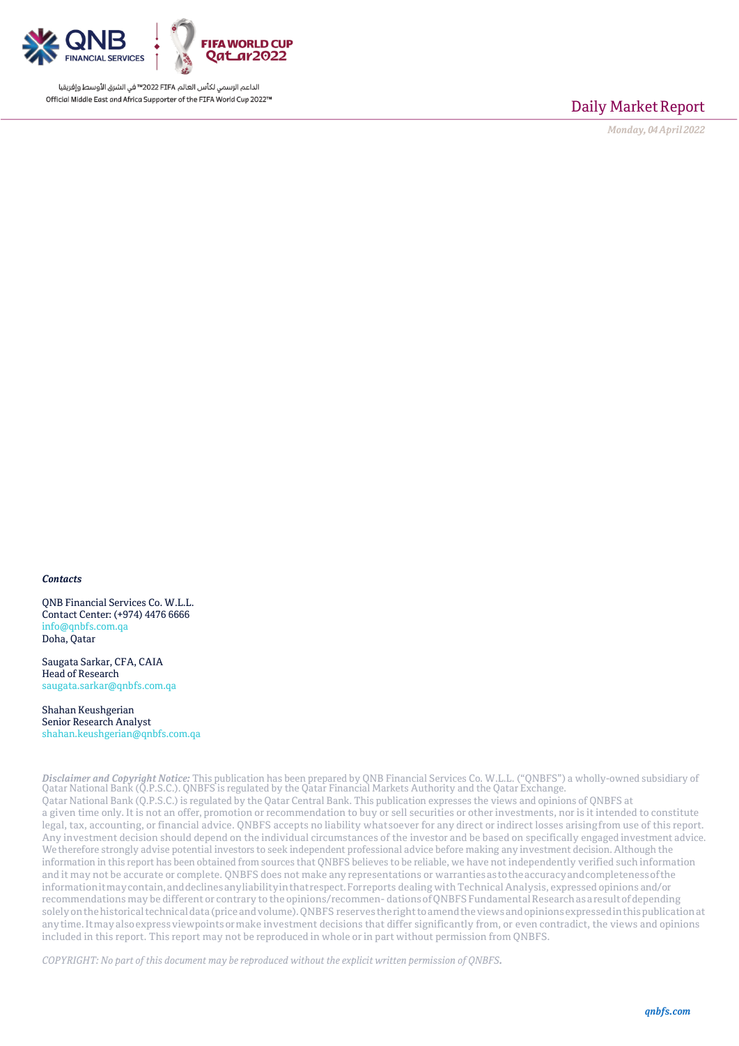***Contacts***

QNB Financial Services Co. W.L.L.
Contact Center: (+974) 4476 6666
info@qnbfs.com.qa
Doha, Qatar

Saugata Sarkar, CFA, CAIA
Head of Research
saugata.sarkar@qnbfs.com.qa

Shahan Keushgerian
Senior Research Analyst
shahan.keushgerian@qnbfs.com.qa

***Disclaimer and Copyright Notice:*** This publication has been prepared by QNB Financial Services Co. W.L.L. ("QNBFS") a wholly-owned subsidiary of Qatar National Bank (Q.P.S.C.). QNBFS is regulated by the Qatar Financial Markets Authority and the Qatar Exchange. Qatar National Bank (Q.P.S.C.) is regulated by the Qatar Central Bank. This publication expresses the views and opinions of QNBFS at a given time only. It is not an offer, promotion or recommendation to buy or sell securities or other investments, nor is it intended to constitute legal, tax, accounting, or financial advice. QNBFS accepts no liability whatsoever for any direct or indirect losses arising from use of this report. Any investment decision should depend on the individual circumstances of the investor and be based on specifically engaged investment advice. We therefore strongly advise potential investors to seek independent professional advice before making any investment decision. Although the information in this report has been obtained from sources that QNBFS believes to be reliable, we have not independently verified such information and it may not be accurate or complete. QNBFS does not make any representations or warranties as to the accuracy and completeness of the information it may contain, and declines any liability in that respect. For reports dealing with Technical Analysis, expressed opinions and/or recommendations may be different or contrary to the opinions/recommen- dations of QNBFS Fundamental Research as a result of depending solely on the historical technical data (price and volume). QNBFS reserves the right to amend the views and opinions expressed in this publication at any time. It may also express viewpoints or make investment decisions that differ significantly from, or even contradict, the views and opinions included in this report. This report may not be reproduced in whole or in part without permission from QNBFS.

*COPYRIGHT: No part of this document may be reproduced without the explicit written permission of QNBFS.*